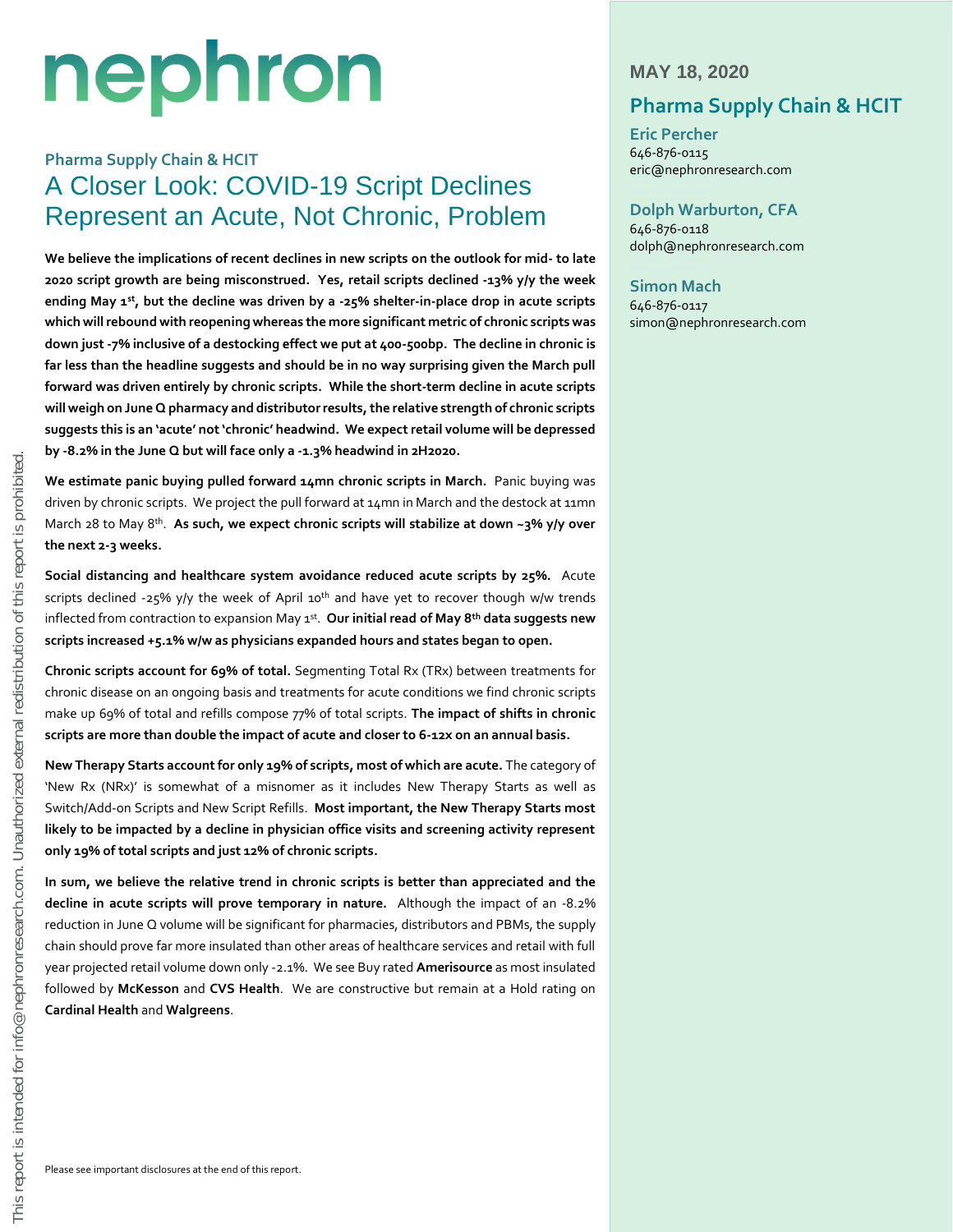# nephron

**MAY 18, 2020**

## Pharma Supply Chain & HCIT

**Eric Percher**
646-876-0115
eric@nephronresearch.com

**Dolph Warburton, CFA**
646-876-0118
dolph@nephronresearch.com

**Simon Mach**
646-876-0117
simon@nephronresearch.com

### Pharma Supply Chain & HCIT

# A Closer Look: COVID-19 Script Declines Represent an Acute, Not Chronic, Problem

**We believe the implications of recent declines in new scripts on the outlook for mid- to late 2020 script growth are being misconstrued. Yes, retail scripts declined -13% y/y the week ending May 1st, but the decline was driven by a -25% shelter-in-place drop in acute scripts which will rebound with reopening whereas the more significant metric of chronic scripts was down just -7% inclusive of a destocking effect we put at 400-500bp. The decline in chronic is far less than the headline suggests and should be in no way surprising given the March pull forward was driven entirely by chronic scripts. While the short-term decline in acute scripts will weigh on June Q pharmacy and distributor results, the relative strength of chronic scripts suggests this is an 'acute' not 'chronic' headwind. We expect retail volume will be depressed by -8.2% in the June Q but will face only a -1.3% headwind in 2H2020.**

**We estimate panic buying pulled forward 14mn chronic scripts in March.** Panic buying was driven by chronic scripts. We project the pull forward at 14mn in March and the destock at 11mn March 28 to May 8th. **As such, we expect chronic scripts will stabilize at down ~3% y/y over the next 2-3 weeks.**

**Social distancing and healthcare system avoidance reduced acute scripts by 25%.** Acute scripts declined -25% y/y the week of April 10th and have yet to recover though w/w trends inflected from contraction to expansion May 1st. **Our initial read of May 8th data suggests new scripts increased +5.1% w/w as physicians expanded hours and states began to open.**

**Chronic scripts account for 69% of total.** Segmenting Total Rx (TRx) between treatments for chronic disease on an ongoing basis and treatments for acute conditions we find chronic scripts make up 69% of total and refills compose 77% of total scripts. **The impact of shifts in chronic scripts are more than double the impact of acute and closer to 6-12x on an annual basis.**

**New Therapy Starts account for only 19% of scripts, most of which are acute.** The category of 'New Rx (NRx)' is somewhat of a misnomer as it includes New Therapy Starts as well as Switch/Add-on Scripts and New Script Refills. **Most important, the New Therapy Starts most likely to be impacted by a decline in physician office visits and screening activity represent only 19% of total scripts and just 12% of chronic scripts.**

**In sum, we believe the relative trend in chronic scripts is better than appreciated and the decline in acute scripts will prove temporary in nature.** Although the impact of an -8.2% reduction in June Q volume will be significant for pharmacies, distributors and PBMs, the supply chain should prove far more insulated than other areas of healthcare services and retail with full year projected retail volume down only -2.1%. We see Buy rated **Amerisource** as most insulated followed by **McKesson** and **CVS Health**. We are constructive but remain at a Hold rating on **Cardinal Health** and **Walgreens**.

Please see important disclosures at the end of this report.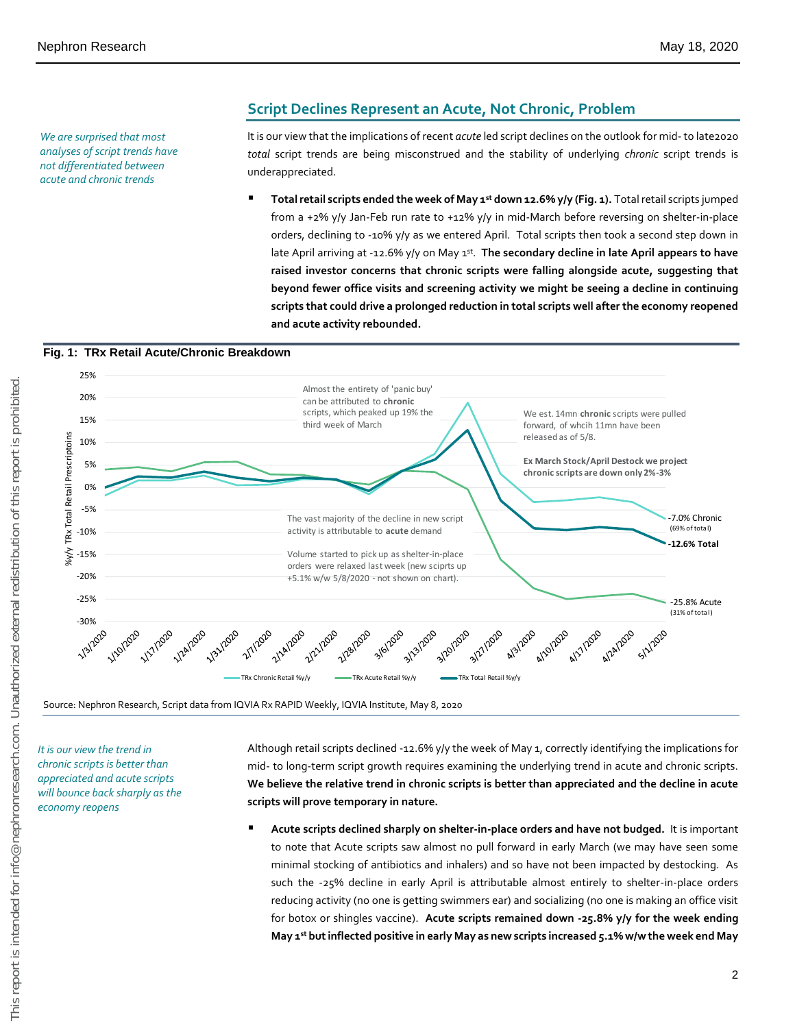## Script Declines Represent an Acute, Not Chronic, Problem

*We are surprised that most analyses of script trends have not differentiated between acute and chronic trends*

It is our view that the implications of recent *acute* led script declines on the outlook for mid- to late2020 *total* script trends are being misconstrued and the stability of underlying *chronic* script trends is underappreciated.

- **Total retail scripts ended the week of May 1st down 12.6% y/y (Fig. 1).** Total retail scripts jumped from a +2% y/y Jan-Feb run rate to +12% y/y in mid-March before reversing on shelter-in-place orders, declining to -10% y/y as we entered April. Total scripts then took a second step down in late April arriving at -12.6% y/y on May 1st. **The secondary decline in late April appears to have raised investor concerns that chronic scripts were falling alongside acute, suggesting that beyond fewer office visits and screening activity we might be seeing a decline in continuing scripts that could drive a prolonged reduction in total scripts well after the economy reopened and acute activity rebounded.**

**Fig. 1: TRx Retail Acute/Chronic Breakdown**

Source: Nephron Research, Script data from IQVIA Rx RAPID Weekly, IQVIA Institute, May 8, 2020

*It is our view the trend in chronic scripts is better than appreciated and acute scripts will bounce back sharply as the economy reopens*

Although retail scripts declined -12.6% y/y the week of May 1, correctly identifying the implications for mid- to long-term script growth requires examining the underlying trend in acute and chronic scripts. **We believe the relative trend in chronic scripts is better than appreciated and the decline in acute scripts will prove temporary in nature.**

- **Acute scripts declined sharply on shelter-in-place orders and have not budged.** It is important to note that Acute scripts saw almost no pull forward in early March (we may have seen some minimal stocking of antibiotics and inhalers) and so have not been impacted by destocking. As such the -25% decline in early April is attributable almost entirely to shelter-in-place orders reducing activity (no one is getting swimmers ear) and socializing (no one is making an office visit for botox or shingles vaccine). **Acute scripts remained down -25.8% y/y for the week ending May 1st but inflected positive in early May as new scripts increased 5.1% w/w the week end May**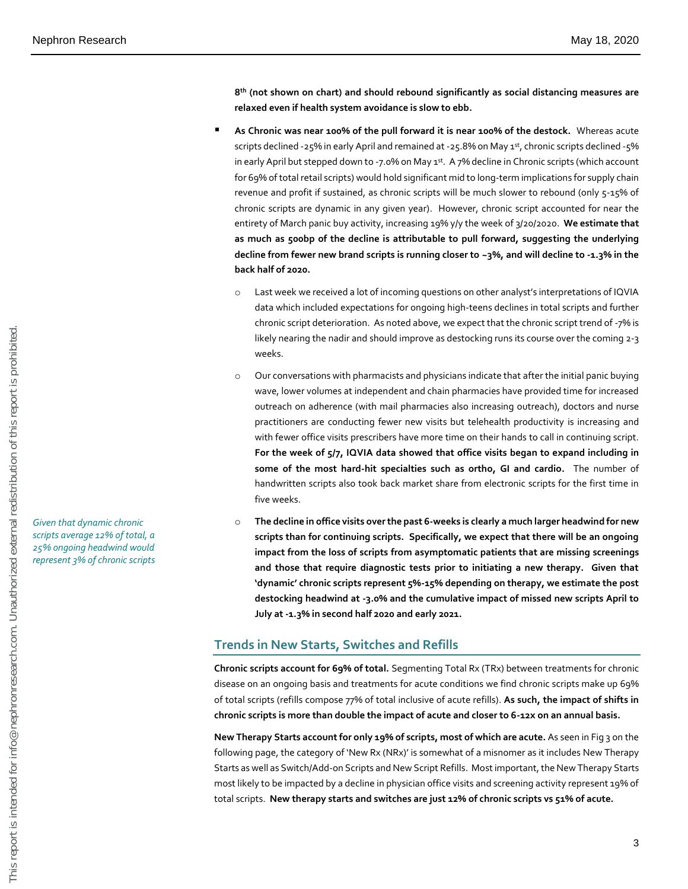**8th (not shown on chart) and should rebound significantly as social distancing measures are relaxed even if health system avoidance is slow to ebb.**

- **As Chronic was near 100% of the pull forward it is near 100% of the destock.** Whereas acute scripts declined -25% in early April and remained at -25.8% on May 1st, chronic scripts declined -5% in early April but stepped down to -7.0% on May 1st. A 7% decline in Chronic scripts (which account for 69% of total retail scripts) would hold significant mid to long-term implications for supply chain revenue and profit if sustained, as chronic scripts will be much slower to rebound (only 5-15% of chronic scripts are dynamic in any given year). However, chronic script accounted for near the entirety of March panic buy activity, increasing 19% y/y the week of 3/20/2020. **We estimate that as much as 500bp of the decline is attributable to pull forward, suggesting the underlying decline from fewer new brand scripts is running closer to ~3%, and will decline to -1.3% in the back half of 2020.**
    - Last week we received a lot of incoming questions on other analyst's interpretations of IQVIA data which included expectations for ongoing high-teens declines in total scripts and further chronic script deterioration. As noted above, we expect that the chronic script trend of -7% is likely nearing the nadir and should improve as destocking runs its course over the coming 2-3 weeks.
    - Our conversations with pharmacists and physicians indicate that after the initial panic buying wave, lower volumes at independent and chain pharmacies have provided time for increased outreach on adherence (with mail pharmacies also increasing outreach), doctors and nurse practitioners are conducting fewer new visits but telehealth productivity is increasing and with fewer office visits prescribers have more time on their hands to call in continuing script. **For the week of 5/7, IQVIA data showed that office visits began to expand including in some of the most hard-hit specialties such as ortho, GI and cardio.** The number of handwritten scripts also took back market share from electronic scripts for the first time in five weeks.
    - **The decline in office visits over the past 6-weeks is clearly a much larger headwind for new scripts than for continuing scripts. Specifically, we expect that there will be an ongoing impact from the loss of scripts from asymptomatic patients that are missing screenings and those that require diagnostic tests prior to initiating a new therapy. Given that 'dynamic' chronic scripts represent 5%-15% depending on therapy, we estimate the post destocking headwind at -3.0% and the cumulative impact of missed new scripts April to July at -1.3% in second half 2020 and early 2021.**

*Given that dynamic chronic scripts average 12% of total, a 25% ongoing headwind would represent 3% of chronic scripts*

## Trends in New Starts, Switches and Refills

**Chronic scripts account for 69% of total.** Segmenting Total Rx (TRx) between treatments for chronic disease on an ongoing basis and treatments for acute conditions we find chronic scripts make up 69% of total scripts (refills compose 77% of total inclusive of acute refills). **As such, the impact of shifts in chronic scripts is more than double the impact of acute and closer to 6-12x on an annual basis.**

**New Therapy Starts account for only 19% of scripts, most of which are acute.** As seen in Fig 3 on the following page, the category of 'New Rx (NRx)' is somewhat of a misnomer as it includes New Therapy Starts as well as Switch/Add-on Scripts and New Script Refills. Most important, the New Therapy Starts most likely to be impacted by a decline in physician office visits and screening activity represent 19% of total scripts. **New therapy starts and switches are just 12% of chronic scripts vs 51% of acute.**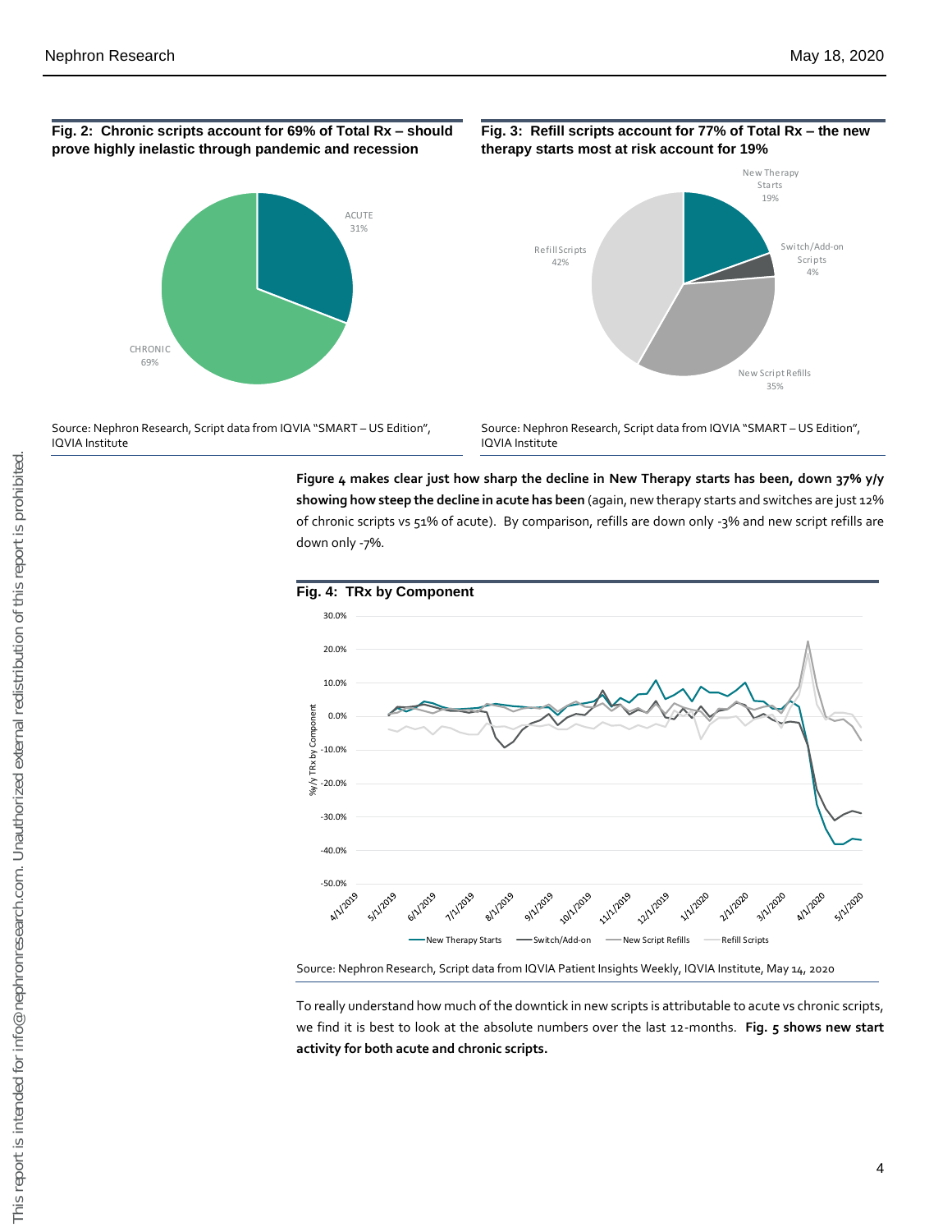**Fig. 2: Chronic scripts account for 69% of Total Rx – should prove highly inelastic through pandemic and recession**

Source: Nephron Research, Script data from IQVIA "SMART – US Edition", IQVIA Institute

**Fig. 3: Refill scripts account for 77% of Total Rx – the new therapy starts most at risk account for 19%**

Source: Nephron Research, Script data from IQVIA "SMART – US Edition", IQVIA Institute

**Figure 4 makes clear just how sharp the decline in New Therapy starts has been, down 37% y/y showing how steep the decline in acute has been** (again, new therapy starts and switches are just 12% of chronic scripts vs 51% of acute). By comparison, refills are down only -3% and new script refills are down only -7%.

**Fig. 4: TRx by Component**

Source: Nephron Research, Script data from IQVIA Patient Insights Weekly, IQVIA Institute, May 14, 2020

To really understand how much of the downtick in new scripts is attributable to acute vs chronic scripts, we find it is best to look at the absolute numbers over the last 12-months. **Fig. 5 shows new start activity for both acute and chronic scripts.**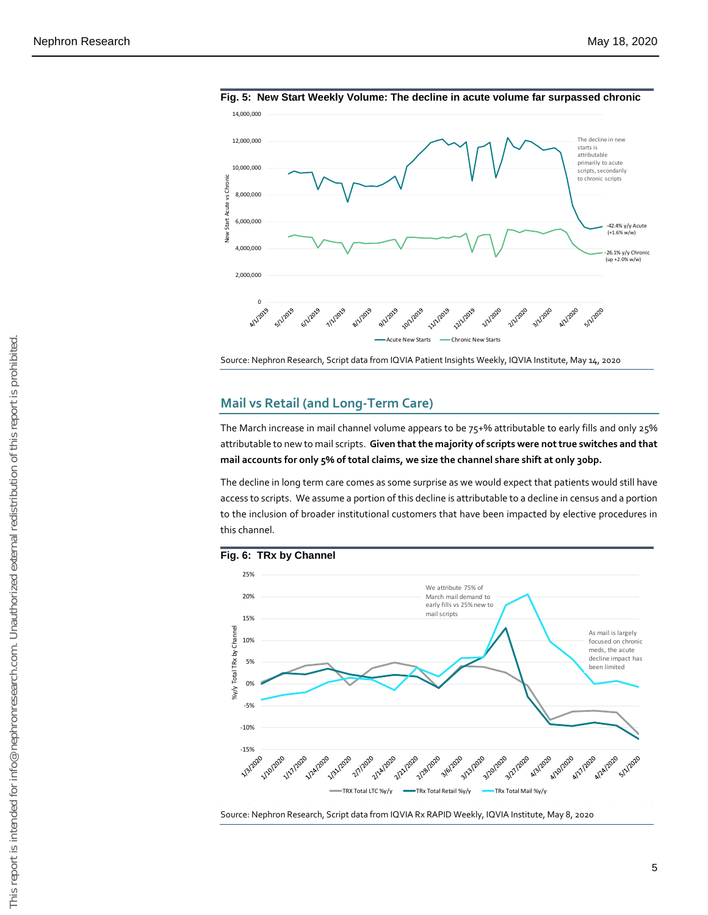**Fig. 5: New Start Weekly Volume: The decline in acute volume far surpassed chronic**

Source: Nephron Research, Script data from IQVIA Patient Insights Weekly, IQVIA Institute, May 14, 2020

## Mail vs Retail (and Long-Term Care)

The March increase in mail channel volume appears to be 75+% attributable to early fills and only 25% attributable to new to mail scripts. **Given that the majority of scripts were not true switches and that mail accounts for only 5% of total claims, we size the channel share shift at only 30bp.**

The decline in long term care comes as some surprise as we would expect that patients would still have access to scripts. We assume a portion of this decline is attributable to a decline in census and a portion to the inclusion of broader institutional customers that have been impacted by elective procedures in this channel.

**Fig. 6: TRx by Channel**

Source: Nephron Research, Script data from IQVIA Rx RAPID Weekly, IQVIA Institute, May 8, 2020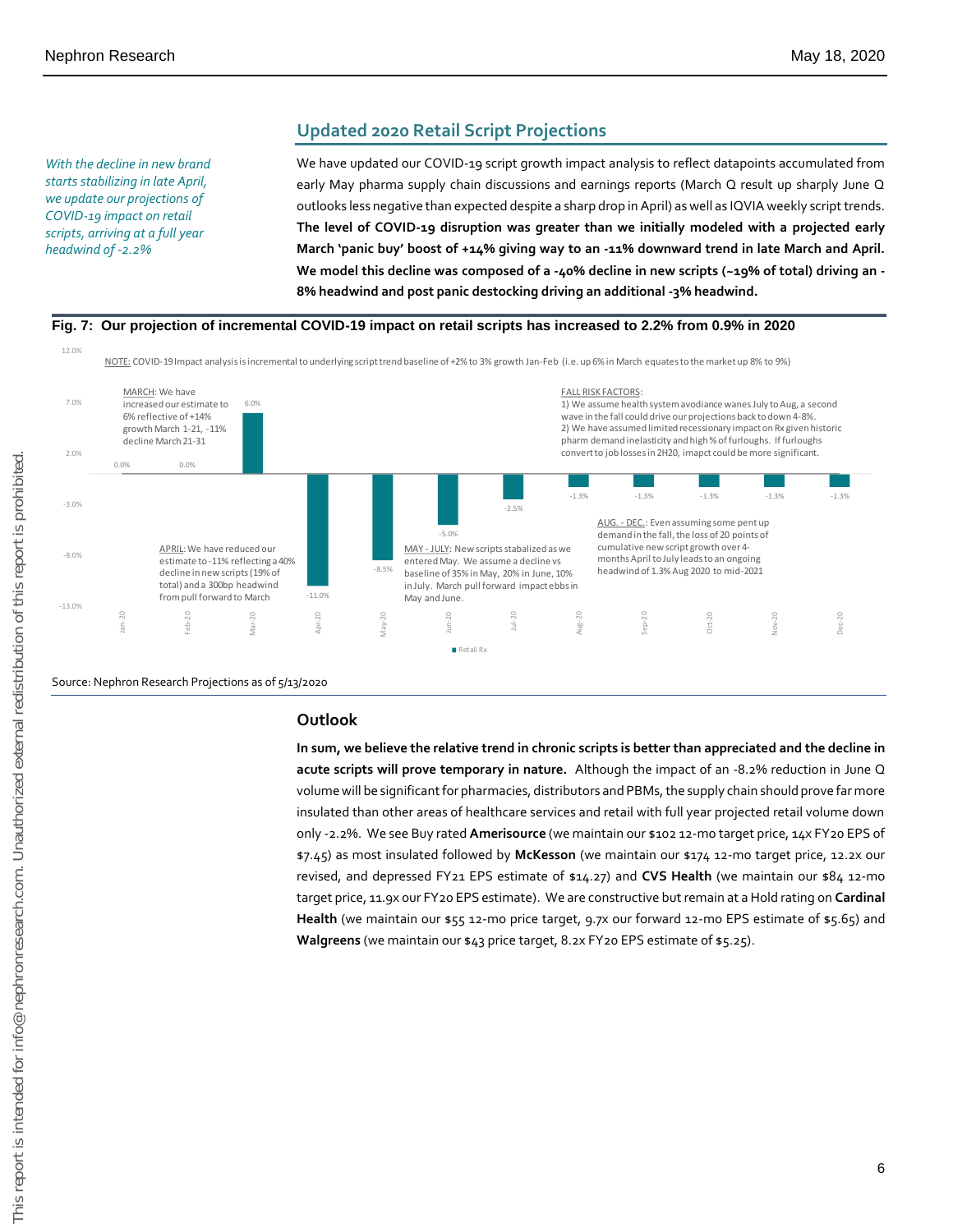## Updated 2020 Retail Script Projections

*With the decline in new brand starts stabilizing in late April, we update our projections of COVID-19 impact on retail scripts, arriving at a full year headwind of -2.2%*

We have updated our COVID-19 script growth impact analysis to reflect datapoints accumulated from early May pharma supply chain discussions and earnings reports (March Q result up sharply June Q outlooks less negative than expected despite a sharp drop in April) as well as IQVIA weekly script trends. **The level of COVID-19 disruption was greater than we initially modeled with a projected early March 'panic buy' boost of +14% giving way to an -11% downward trend in late March and April. We model this decline was composed of a -40% decline in new scripts (~19% of total) driving an -8% headwind and post panic destocking driving an additional -3% headwind.**

**Fig. 7: Our projection of incremental COVID-19 impact on retail scripts has increased to 2.2% from 0.9% in 2020**

NOTE: COVID-19 Impact analysis is incremental to underlying script trend baseline of +2% to 3% growth Jan-Feb (i.e. up 6% in March equates to the market up 8% to 9%)

| Month | Retail Rx |
|---|---|
| Jan-20 | 0.0% |
| Feb-20 | 0.0% |
| Mar-20 | 6.0% |
| Apr-20 | -11.0% |
| May-20 | -8.5% |
| Jun-20 | -5.0% |
| Jul-20 | -2.5% |
| Aug-20 | -1.3% |
| Sep-20 | -1.3% |
| Oct-20 | -1.3% |
| Nov-20 | -1.3% |
| Dec-20 | -1.3% |

MARCH: We have increased our estimate to 6% reflective of +14% growth March 1-21, -11% decline March 21-31

APRIL: We have reduced our estimate to -11% reflecting a 40% decline in new scripts (19% of total) and a 300bp headwind from pull forward to March

MAY - JULY: New scripts stabalized as we entered May. We assume a decline vs baseline of 35% in May, 20% in June, 10% in July. March pull forward impact ebbs in May and June.

AUG. - DEC.: Even assuming some pent up demand in the fall, the loss of 20 points of cumulative new script growth over 4-months April to July leads to an ongoing headwind of 1.3% Aug 2020 to mid-2021

FALL RISK FACTORS:
1) We assume health system avodiance wanes July to Aug, a second wave in the fall could drive our projections back to down 4-8%.
2) We have assumed limited recessionary impact on Rx given historic pharm demand inelasticity and high % of furloughs. If furloughs convert to job losses in 2H20, imapct could be more significant.

Source: Nephron Research Projections as of 5/13/2020

### Outlook

**In sum, we believe the relative trend in chronic scripts is better than appreciated and the decline in acute scripts will prove temporary in nature.** Although the impact of an -8.2% reduction in June Q volume will be significant for pharmacies, distributors and PBMs, the supply chain should prove far more insulated than other areas of healthcare services and retail with full year projected retail volume down only -2.2%. We see Buy rated **Amerisource** (we maintain our $102 12-mo target price, 14x FY20 EPS of $7.45) as most insulated followed by **McKesson** (we maintain our $174 12-mo target price, 12.2x our revised, and depressed FY21 EPS estimate of $14.27) and **CVS Health** (we maintain our $84 12-mo target price, 11.9x our FY20 EPS estimate). We are constructive but remain at a Hold rating on **Cardinal Health** (we maintain our $55 12-mo price target, 9.7x our forward 12-mo EPS estimate of $5.65) and **Walgreens** (we maintain our $43 price target, 8.2x FY20 EPS estimate of $5.25).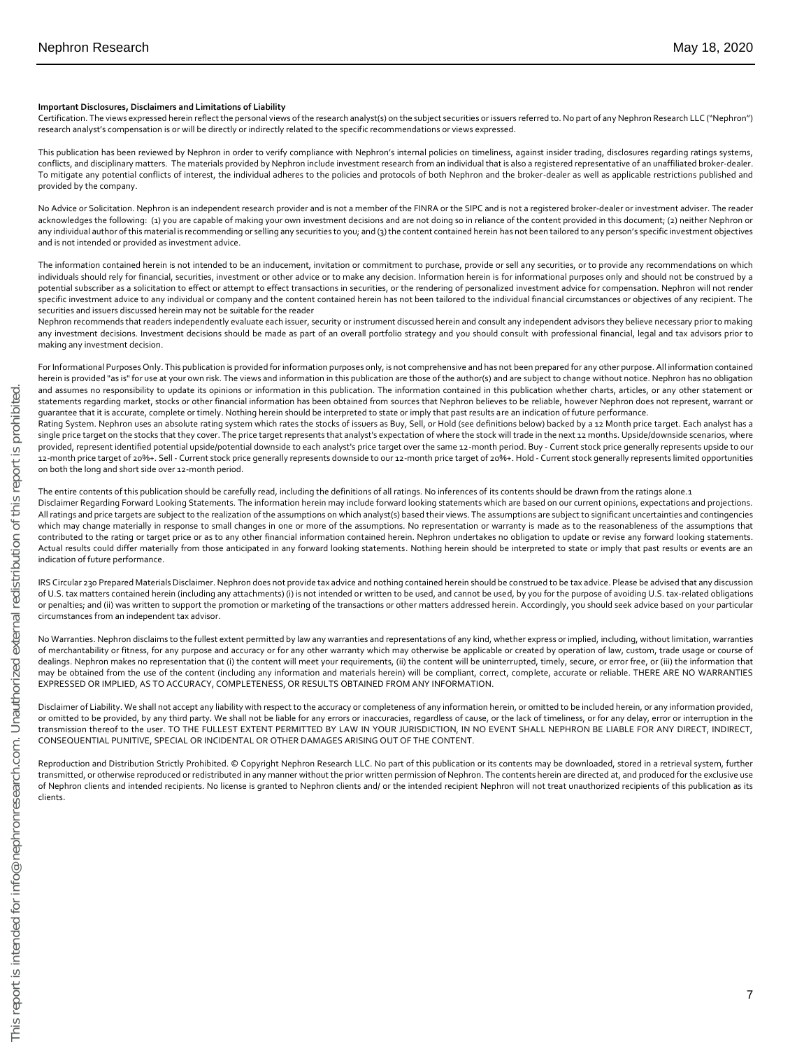**Important Disclosures, Disclaimers and Limitations of Liability**

Certification. The views expressed herein reflect the personal views of the research analyst(s) on the subject securities or issuers referred to. No part of any Nephron Research LLC ("Nephron") research analyst's compensation is or will be directly or indirectly related to the specific recommendations or views expressed.

This publication has been reviewed by Nephron in order to verify compliance with Nephron's internal policies on timeliness, against insider trading, disclosures regarding ratings systems, conflicts, and disciplinary matters. The materials provided by Nephron include investment research from an individual that is also a registered representative of an unaffiliated broker-dealer. To mitigate any potential conflicts of interest, the individual adheres to the policies and protocols of both Nephron and the broker-dealer as well as applicable restrictions published and provided by the company.

No Advice or Solicitation. Nephron is an independent research provider and is not a member of the FINRA or the SIPC and is not a registered broker-dealer or investment adviser. The reader acknowledges the following: (1) you are capable of making your own investment decisions and are not doing so in reliance of the content provided in this document; (2) neither Nephron or any individual author of this material is recommending or selling any securities to you; and (3) the content contained herein has not been tailored to any person's specific investment objectives and is not intended or provided as investment advice.

The information contained herein is not intended to be an inducement, invitation or commitment to purchase, provide or sell any securities, or to provide any recommendations on which individuals should rely for financial, securities, investment or other advice or to make any decision. Information herein is for informational purposes only and should not be construed by a potential subscriber as a solicitation to effect or attempt to effect transactions in securities, or the rendering of personalized investment advice for compensation. Nephron will not render specific investment advice to any individual or company and the content contained herein has not been tailored to the individual financial circumstances or objectives of any recipient. The securities and issuers discussed herein may not be suitable for the reader

Nephron recommends that readers independently evaluate each issuer, security or instrument discussed herein and consult any independent advisors they believe necessary prior to making any investment decisions. Investment decisions should be made as part of an overall portfolio strategy and you should consult with professional financial, legal and tax advisors prior to making any investment decision.

For Informational Purposes Only. This publication is provided for information purposes only, is not comprehensive and has not been prepared for any other purpose. All information contained herein is provided "as is" for use at your own risk. The views and information in this publication are those of the author(s) and are subject to change without notice. Nephron has no obligation and assumes no responsibility to update its opinions or information in this publication. The information contained in this publication whether charts, articles, or any other statement or statements regarding market, stocks or other financial information has been obtained from sources that Nephron believes to be reliable, however Nephron does not represent, warrant or guarantee that it is accurate, complete or timely. Nothing herein should be interpreted to state or imply that past results are an indication of future performance.

Rating System. Nephron uses an absolute rating system which rates the stocks of issuers as Buy, Sell, or Hold (see definitions below) backed by a 12 Month price target. Each analyst has a single price target on the stocks that they cover. The price target represents that analyst's expectation of where the stock will trade in the next 12 months. Upside/downside scenarios, where provided, represent identified potential upside/potential downside to each analyst's price target over the same 12-month period. Buy - Current stock price generally represents upside to our 12-month price target of 20%+. Sell - Current stock price generally represents downside to our 12-month price target of 20%+. Hold - Current stock generally represents limited opportunities on both the long and short side over 12-month period.

The entire contents of this publication should be carefully read, including the definitions of all ratings. No inferences of its contents should be drawn from the ratings alone.1

Disclaimer Regarding Forward Looking Statements. The information herein may include forward looking statements which are based on our current opinions, expectations and projections. All ratings and price targets are subject to the realization of the assumptions on which analyst(s) based their views. The assumptions are subject to significant uncertainties and contingencies which may change materially in response to small changes in one or more of the assumptions. No representation or warranty is made as to the reasonableness of the assumptions that contributed to the rating or target price or as to any other financial information contained herein. Nephron undertakes no obligation to update or revise any forward looking statements. Actual results could differ materially from those anticipated in any forward looking statements. Nothing herein should be interpreted to state or imply that past results or events are an indication of future performance.

IRS Circular 230 Prepared Materials Disclaimer. Nephron does not provide tax advice and nothing contained herein should be construed to be tax advice. Please be advised that any discussion of U.S. tax matters contained herein (including any attachments) (i) is not intended or written to be used, and cannot be used, by you for the purpose of avoiding U.S. tax-related obligations or penalties; and (ii) was written to support the promotion or marketing of the transactions or other matters addressed herein. Accordingly, you should seek advice based on your particular circumstances from an independent tax advisor.

No Warranties. Nephron disclaims to the fullest extent permitted by law any warranties and representations of any kind, whether express or implied, including, without limitation, warranties of merchantability or fitness, for any purpose and accuracy or for any other warranty which may otherwise be applicable or created by operation of law, custom, trade usage or course of dealings. Nephron makes no representation that (i) the content will meet your requirements, (ii) the content will be uninterrupted, timely, secure, or error free, or (iii) the information that may be obtained from the use of the content (including any information and materials herein) will be compliant, correct, complete, accurate or reliable. THERE ARE NO WARRANTIES EXPRESSED OR IMPLIED, AS TO ACCURACY, COMPLETENESS, OR RESULTS OBTAINED FROM ANY INFORMATION.

Disclaimer of Liability. We shall not accept any liability with respect to the accuracy or completeness of any information herein, or omitted to be included herein, or any information provided, or omitted to be provided, by any third party. We shall not be liable for any errors or inaccuracies, regardless of cause, or the lack of timeliness, or for any delay, error or interruption in the transmission thereof to the user. TO THE FULLEST EXTENT PERMITTED BY LAW IN YOUR JURISDICTION, IN NO EVENT SHALL NEPHRON BE LIABLE FOR ANY DIRECT, INDIRECT, CONSEQUENTIAL PUNITIVE, SPECIAL OR INCIDENTAL OR OTHER DAMAGES ARISING OUT OF THE CONTENT.

Reproduction and Distribution Strictly Prohibited. © Copyright Nephron Research LLC. No part of this publication or its contents may be downloaded, stored in a retrieval system, further transmitted, or otherwise reproduced or redistributed in any manner without the prior written permission of Nephron. The contents herein are directed at, and produced for the exclusive use of Nephron clients and intended recipients. No license is granted to Nephron clients and/ or the intended recipient Nephron will not treat unauthorized recipients of this publication as its clients.